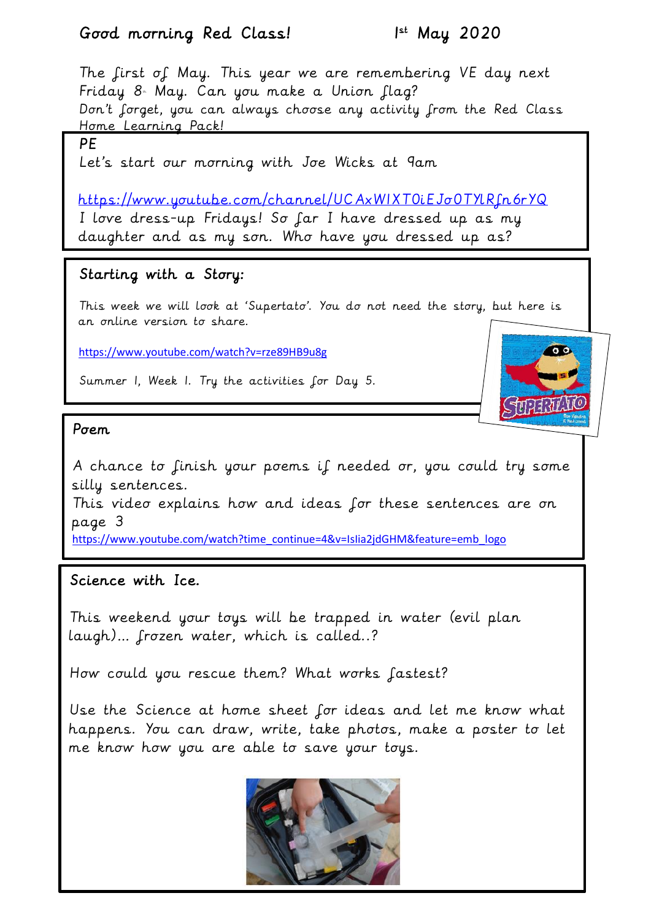Good morning Red Class! 1st May 2020

The first of May. This year we are remembering VE day next Friday 8th May. Can you make a Union flag?

Don't forget, you can always choose any activity from the Red Class Home Learning Pack!

## PE

Let's start our morning with Joe Wicks at 9am

https://www.youtube.com/channel/UCAxW1XT0iEJo0TYlRfn6rYQ

I love dress-up Fridays! So far I have dressed up as my daughter and as my son. Who have you dressed up as?

## Starting with a Story:

This week we will look at 'Supertato'. You do not need the story, but here is an online version to share.

https://www.youtube.com/watch?v=rze89HB9u8g

Summer 1, Week 1. Try the activities for Day 5.

## Poem

A chance to finish your poems if needed or, you could try some silly sentences.

This video explains how and ideas for these sentences are on page 3

https://www.youtube.com/watch?time_continue=4&v=Islia2jdGHM&feature=emb_logo

## Science with Ice.

This weekend your toys will be trapped in water (evil plan laugh)... frozen water, which is called..?

How could you rescue them? What works fastest?

Use the Science at home sheet for ideas and let me know what happens. You can draw, write, take photos, make a poster to let me know how you are able to save your toys.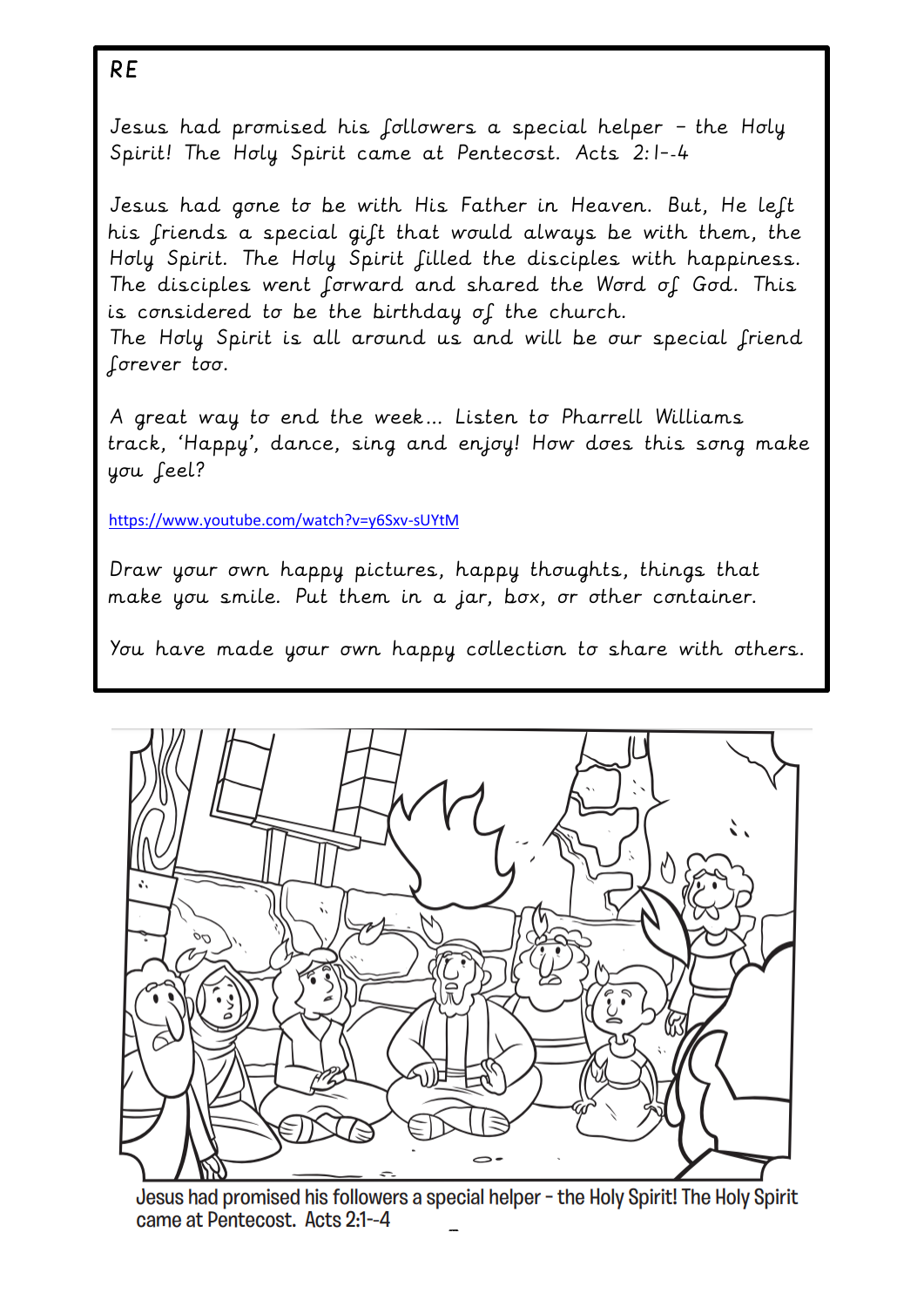# RE

Jesus had promised his followers a special helper – the Holy Spirit! The Holy Spirit came at Pentecost. Acts 2:1--4

Jesus had gone to be with His Father in Heaven. But, He left his friends a special gift that would always be with them, the Holy Spirit. The Holy Spirit filled the disciples with happiness. The disciples went forward and shared the Word of God. This is considered to be the birthday of the church.
The Holy Spirit is all around us and will be our special friend forever too.

A great way to end the week… Listen to Pharrell Williams track, 'Happy', dance, sing and enjoy! How does this song make you feel?

https://www.youtube.com/watch?v=y6Sxv-sUYtM

Draw your own happy pictures, happy thoughts, things that make you smile. Put them in a jar, box, or other container.

You have made your own happy collection to share with others.

Jesus had promised his followers a special helper - the Holy Spirit! The Holy Spirit came at Pentecost. Acts 2:1--4